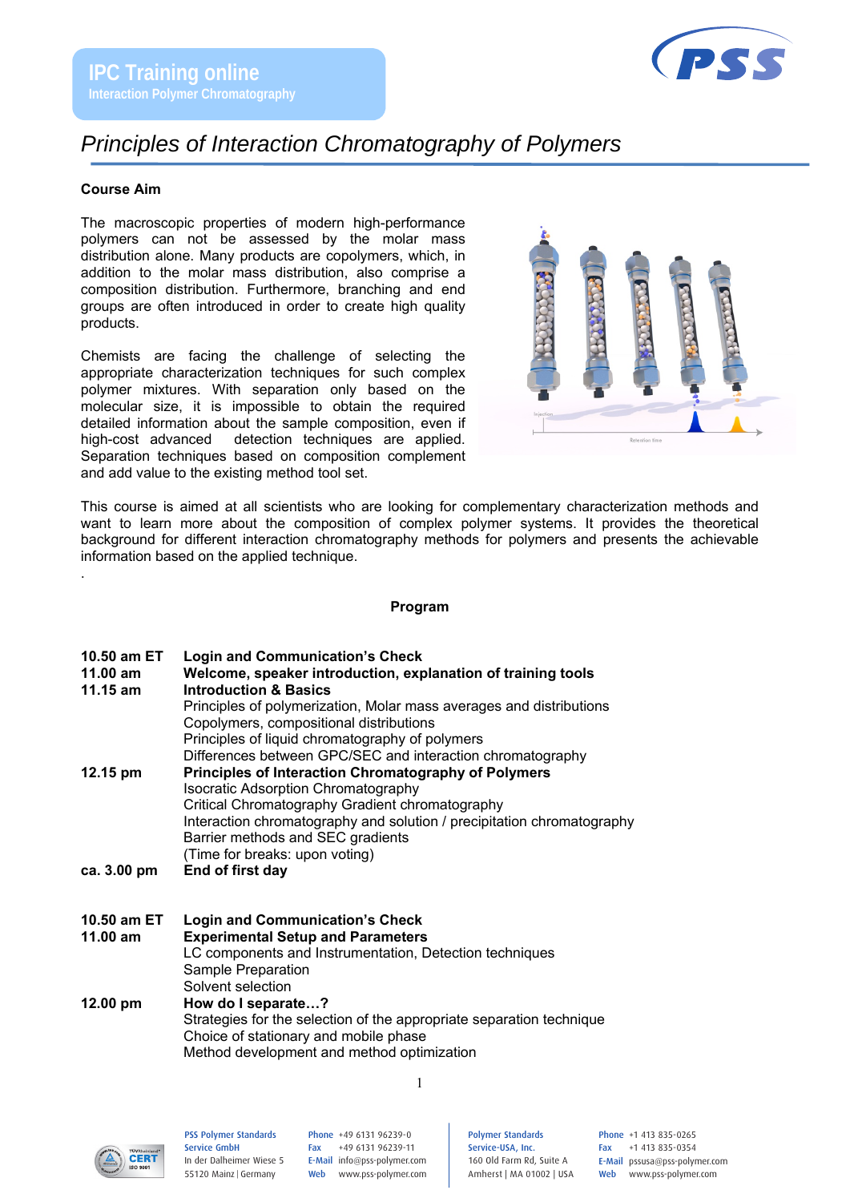**IPC Training online**
Interaction Polymer Chromatography

# *Principles of Interaction Chromatography of Polymers*

## Course Aim

The macroscopic properties of modern high-performance polymers can not be assessed by the molar mass distribution alone. Many products are copolymers, which, in addition to the molar mass distribution, also comprise a composition distribution. Furthermore, branching and end groups are often introduced in order to create high quality products.

Chemists are facing the challenge of selecting the appropriate characterization techniques for such complex polymer mixtures. With separation only based on the molecular size, it is impossible to obtain the required detailed information about the sample composition, even if high-cost advanced detection techniques are applied. Separation techniques based on composition complement and add value to the existing method tool set.

This course is aimed at all scientists who are looking for complementary characterization methods and want to learn more about the composition of complex polymer systems. It provides the theoretical background for different interaction chromatography methods for polymers and presents the achievable information based on the applied technique.

.

## Program

| | |
|---|---|
| **10.50 am ET** | **Login and Communication's Check** |
| **11.00 am** | **Welcome, speaker introduction, explanation of training tools** |
| **11.15 am** | **Introduction & Basics**<br>Principles of polymerization, Molar mass averages and distributions<br>Copolymers, compositional distributions<br>Principles of liquid chromatography of polymers<br>Differences between GPC/SEC and interaction chromatography |
| **12.15 pm** | **Principles of Interaction Chromatography of Polymers**<br>Isocratic Adsorption Chromatography<br>Critical Chromatography Gradient chromatography<br>Interaction chromatography and solution / precipitation chromatography<br>Barrier methods and SEC gradients<br>(Time for breaks: upon voting) |
| **ca. 3.00 pm** | **End of first day** |

| | |
|---|---|
| **10.50 am ET** | **Login and Communication's Check** |
| **11.00 am** | **Experimental Setup and Parameters**<br>LC components and Instrumentation, Detection techniques<br>Sample Preparation<br>Solvent selection |
| **12.00 pm** | **How do I separate…?**<br>Strategies for the selection of the appropriate separation technique<br>Choice of stationary and mobile phase<br>Method development and method optimization |

PSS Polymer Standards Service GmbH
In der Dalheimer Wiese 5
55120 Mainz | Germany
Phone +49 6131 96239-0
Fax +49 6131 96239-11
E-Mail info@pss-polymer.com
Web www.pss-polymer.com

Polymer Standards Service-USA, Inc.
160 Old Farm Rd, Suite A
Amherst | MA 01002 | USA
Phone +1 413 835-0265
Fax +1 413 835-0354
E-Mail pssusa@pss-polymer.com
Web www.pss-polymer.com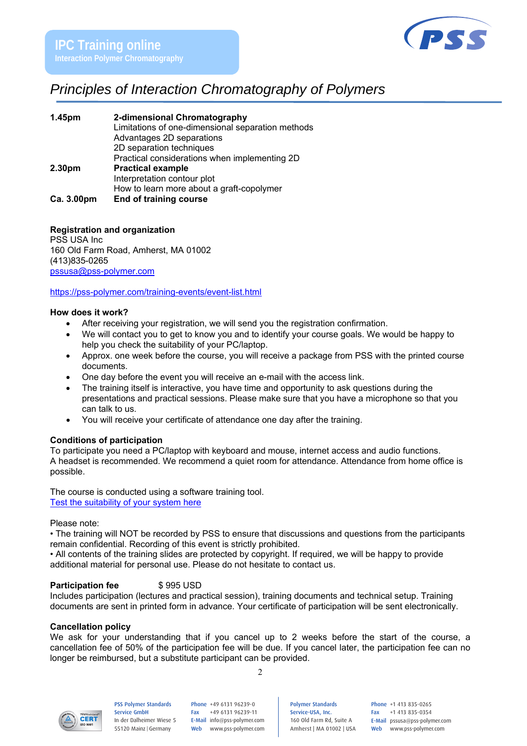# Principles of Interaction Chromatography of Polymers

| | |
|---|---|
| **1.45pm** | **2-dimensional Chromatography**<br>Limitations of one-dimensional separation methods<br>Advantages 2D separations<br>2D separation techniques<br>Practical considerations when implementing 2D |
| **2.30pm** | **Practical example**<br>Interpretation contour plot<br>How to learn more about a graft-copolymer |
| **Ca. 3.00pm** | **End of training course** |

**Registration and organization**
PSS USA Inc
160 Old Farm Road, Amherst, MA 01002
(413)835-0265
pssusa@pss-polymer.com

https://pss-polymer.com/training-events/event-list.html

**How does it work?**

- After receiving your registration, we will send you the registration confirmation.
- We will contact you to get to know you and to identify your course goals. We would be happy to help you check the suitability of your PC/laptop.
- Approx. one week before the course, you will receive a package from PSS with the printed course documents.
- One day before the event you will receive an e-mail with the access link.
- The training itself is interactive, you have time and opportunity to ask questions during the presentations and practical sessions. Please make sure that you have a microphone so that you can talk to us.
- You will receive your certificate of attendance one day after the training.

**Conditions of participation**
To participate you need a PC/laptop with keyboard and mouse, internet access and audio functions. A headset is recommended. We recommend a quiet room for attendance. Attendance from home office is possible.

The course is conducted using a software training tool.
Test the suitability of your system here

Please note:
• The training will NOT be recorded by PSS to ensure that discussions and questions from the participants remain confidential. Recording of this event is strictly prohibited.
• All contents of the training slides are protected by copyright. If required, we will be happy to provide additional material for personal use. Please do not hesitate to contact us.

**Participation fee** $ 995 USD
Includes participation (lectures and practical session), training documents and technical setup. Training documents are sent in printed form in advance. Your certificate of participation will be sent electronically.

**Cancellation policy**
We ask for your understanding that if you cancel up to 2 weeks before the start of the course, a cancellation fee of 50% of the participation fee will be due. If you cancel later, the participation fee can no longer be reimbursed, but a substitute participant can be provided.